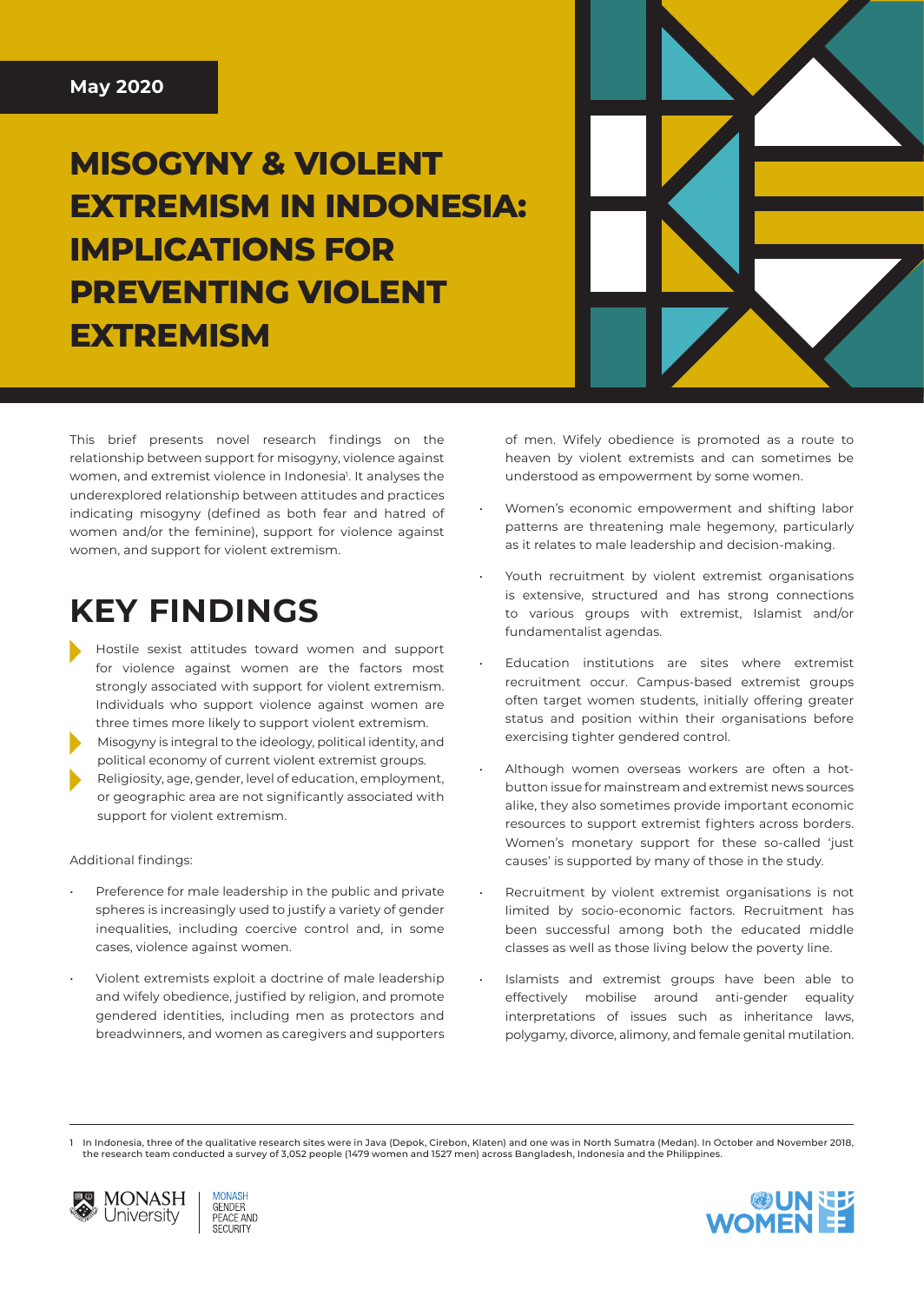May 2020

# MISOGYNY & VIOLENT EXTREMISM IN INDONESIA: IMPLICATIONS FOR PREVENTING VIOLENT EXTREMISM

This brief presents novel research findings on the relationship between support for misogyny, violence against women, and extremist violence in Indonesia[1]. It analyses the underexplored relationship between attitudes and practices indicating misogyny (defined as both fear and hatred of women and/or the feminine), support for violence against women, and support for violent extremism.

## KEY FINDINGS

- Hostile sexist attitudes toward women and support for violence against women are the factors most strongly associated with support for violent extremism. Individuals who support violence against women are three times more likely to support violent extremism.
- Misogyny is integral to the ideology, political identity, and political economy of current violent extremist groups.
- Religiosity, age, gender, level of education, employment, or geographic area are not significantly associated with support for violent extremism.

Additional findings:

- Preference for male leadership in the public and private spheres is increasingly used to justify a variety of gender inequalities, including coercive control and, in some cases, violence against women.
- Violent extremists exploit a doctrine of male leadership and wifely obedience, justified by religion, and promote gendered identities, including men as protectors and breadwinners, and women as caregivers and supporters of men. Wifely obedience is promoted as a route to heaven by violent extremists and can sometimes be understood as empowerment by some women.
- Women's economic empowerment and shifting labor patterns are threatening male hegemony, particularly as it relates to male leadership and decision-making.
- Youth recruitment by violent extremist organisations is extensive, structured and has strong connections to various groups with extremist, Islamist and/or fundamentalist agendas.
- Education institutions are sites where extremist recruitment occur. Campus-based extremist groups often target women students, initially offering greater status and position within their organisations before exercising tighter gendered control.
- Although women overseas workers are often a hot-button issue for mainstream and extremist news sources alike, they also sometimes provide important economic resources to support extremist fighters across borders. Women's monetary support for these so-called 'just causes' is supported by many of those in the study.
- Recruitment by violent extremist organisations is not limited by socio-economic factors. Recruitment has been successful among both the educated middle classes as well as those living below the poverty line.
- Islamists and extremist groups have been able to effectively mobilise around anti-gender equality interpretations of issues such as inheritance laws, polygamy, divorce, alimony, and female genital mutilation.

---

1 In Indonesia, three of the qualitative research sites were in Java (Depok, Cirebon, Klaten) and one was in North Sumatra (Medan). In October and November 2018, the research team conducted a survey of 3,052 people (1479 women and 1527 men) across Bangladesh, Indonesia and the Philippines.

MONASH University | MONASH GENDER PEACE AND SECURITY

UN WOMEN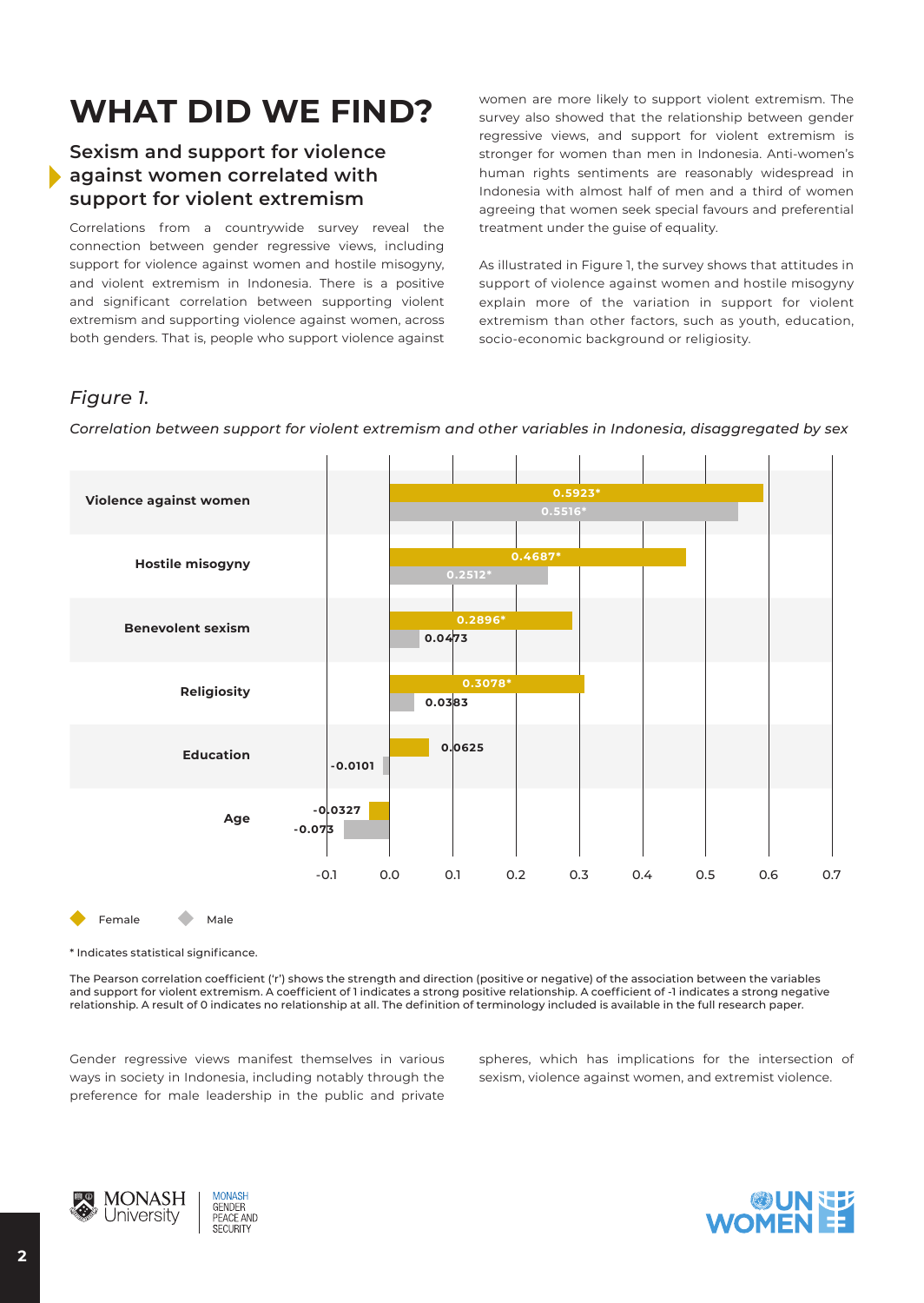# WHAT DID WE FIND?

## Sexism and support for violence against women correlated with support for violent extremism

Correlations from a countrywide survey reveal the connection between gender regressive views, including support for violence against women and hostile misogyny, and violent extremism in Indonesia. There is a positive and significant correlation between supporting violent extremism and supporting violence against women, across both genders. That is, people who support violence against women are more likely to support violent extremism. The survey also showed that the relationship between gender regressive views, and support for violent extremism is stronger for women than men in Indonesia. Anti-women's human rights sentiments are reasonably widespread in Indonesia with almost half of men and a third of women agreeing that women seek special favours and preferential treatment under the guise of equality.

As illustrated in Figure 1, the survey shows that attitudes in support of violence against women and hostile misogyny explain more of the variation in support for violent extremism than other factors, such as youth, education, socio-economic background or religiosity.

*Figure 1.*

*Correlation between support for violent extremism and other variables in Indonesia, disaggregated by sex*

| Variable | Female | Male |
|---|---|---|
| Violence against women | 0.5923* | 0.5516* |
| Hostile misogyny | 0.4687* | 0.2512* |
| Benevolent sexism | 0.2896* | 0.0473 |
| Religiosity | 0.3078* | 0.0383 |
| Education | 0.0625 | -0.0101 |
| Age | -0.0327 | -0.073 |

\* Indicates statistical significance.

The Pearson correlation coefficient ('r') shows the strength and direction (positive or negative) of the association between the variables and support for violent extremism. A coefficient of 1 indicates a strong positive relationship. A coefficient of -1 indicates a strong negative relationship. A result of 0 indicates no relationship at all. The definition of terminology included is available in the full research paper.

Gender regressive views manifest themselves in various ways in society in Indonesia, including notably through the preference for male leadership in the public and private spheres, which has implications for the intersection of sexism, violence against women, and extremist violence.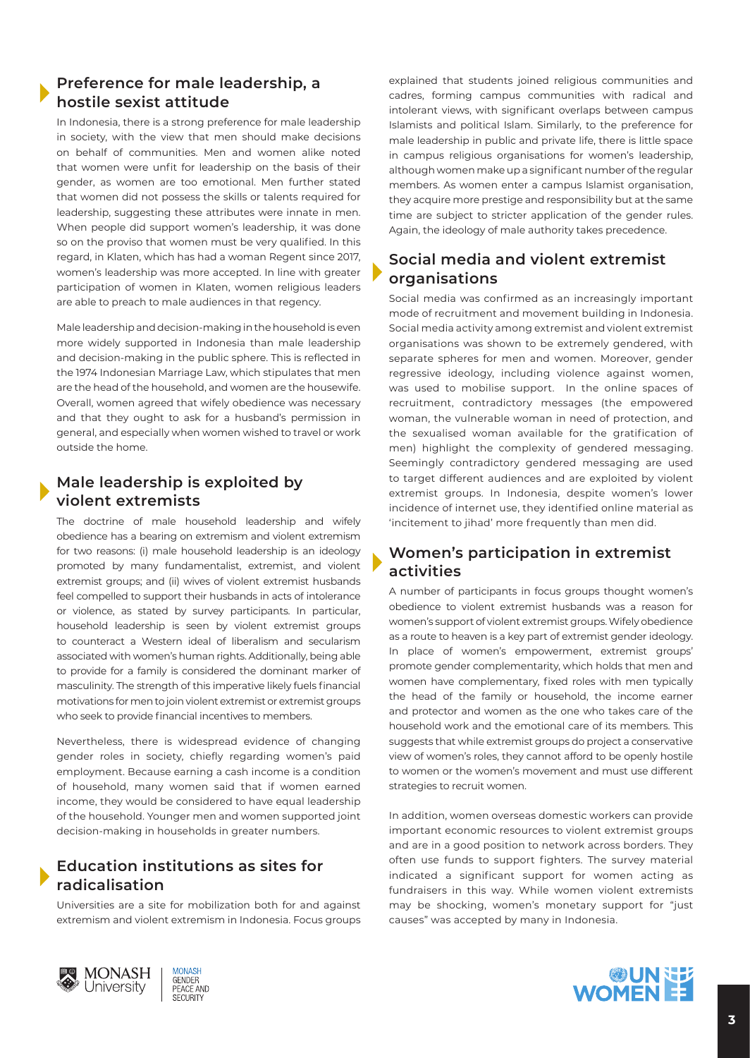## Preference for male leadership, a hostile sexist attitude

In Indonesia, there is a strong preference for male leadership in society, with the view that men should make decisions on behalf of communities. Men and women alike noted that women were unfit for leadership on the basis of their gender, as women are too emotional. Men further stated that women did not possess the skills or talents required for leadership, suggesting these attributes were innate in men. When people did support women's leadership, it was done so on the proviso that women must be very qualified. In this regard, in Klaten, which has had a woman Regent since 2017, women's leadership was more accepted. In line with greater participation of women in Klaten, women religious leaders are able to preach to male audiences in that regency.

Male leadership and decision-making in the household is even more widely supported in Indonesia than male leadership and decision-making in the public sphere. This is reflected in the 1974 Indonesian Marriage Law, which stipulates that men are the head of the household, and women are the housewife. Overall, women agreed that wifely obedience was necessary and that they ought to ask for a husband's permission in general, and especially when women wished to travel or work outside the home.

## Male leadership is exploited by violent extremists

The doctrine of male household leadership and wifely obedience has a bearing on extremism and violent extremism for two reasons: (i) male household leadership is an ideology promoted by many fundamentalist, extremist, and violent extremist groups; and (ii) wives of violent extremist husbands feel compelled to support their husbands in acts of intolerance or violence, as stated by survey participants. In particular, household leadership is seen by violent extremist groups to counteract a Western ideal of liberalism and secularism associated with women's human rights. Additionally, being able to provide for a family is considered the dominant marker of masculinity. The strength of this imperative likely fuels financial motivations for men to join violent extremist or extremist groups who seek to provide financial incentives to members.

Nevertheless, there is widespread evidence of changing gender roles in society, chiefly regarding women's paid employment. Because earning a cash income is a condition of household, many women said that if women earned income, they would be considered to have equal leadership of the household. Younger men and women supported joint decision-making in households in greater numbers.

## Education institutions as sites for radicalisation

Universities are a site for mobilization both for and against extremism and violent extremism in Indonesia. Focus groups explained that students joined religious communities and cadres, forming campus communities with radical and intolerant views, with significant overlaps between campus Islamists and political Islam. Similarly, to the preference for male leadership in public and private life, there is little space in campus religious organisations for women's leadership, although women make up a significant number of the regular members. As women enter a campus Islamist organisation, they acquire more prestige and responsibility but at the same time are subject to stricter application of the gender rules. Again, the ideology of male authority takes precedence.

## Social media and violent extremist organisations

Social media was confirmed as an increasingly important mode of recruitment and movement building in Indonesia. Social media activity among extremist and violent extremist organisations was shown to be extremely gendered, with separate spheres for men and women. Moreover, gender regressive ideology, including violence against women, was used to mobilise support. In the online spaces of recruitment, contradictory messages (the empowered woman, the vulnerable woman in need of protection, and the sexualised woman available for the gratification of men) highlight the complexity of gendered messaging. Seemingly contradictory gendered messaging are used to target different audiences and are exploited by violent extremist groups. In Indonesia, despite women's lower incidence of internet use, they identified online material as 'incitement to jihad' more frequently than men did.

## Women's participation in extremist activities

A number of participants in focus groups thought women's obedience to violent extremist husbands was a reason for women's support of violent extremist groups. Wifely obedience as a route to heaven is a key part of extremist gender ideology. In place of women's empowerment, extremist groups' promote gender complementarity, which holds that men and women have complementary, fixed roles with men typically the head of the family or household, the income earner and protector and women as the one who takes care of the household work and the emotional care of its members. This suggests that while extremist groups do project a conservative view of women's roles, they cannot afford to be openly hostile to women or the women's movement and must use different strategies to recruit women.

In addition, women overseas domestic workers can provide important economic resources to violent extremist groups and are in a good position to network across borders. They often use funds to support fighters. The survey material indicated a significant support for women acting as fundraisers in this way. While women violent extremists may be shocking, women's monetary support for "just causes" was accepted by many in Indonesia.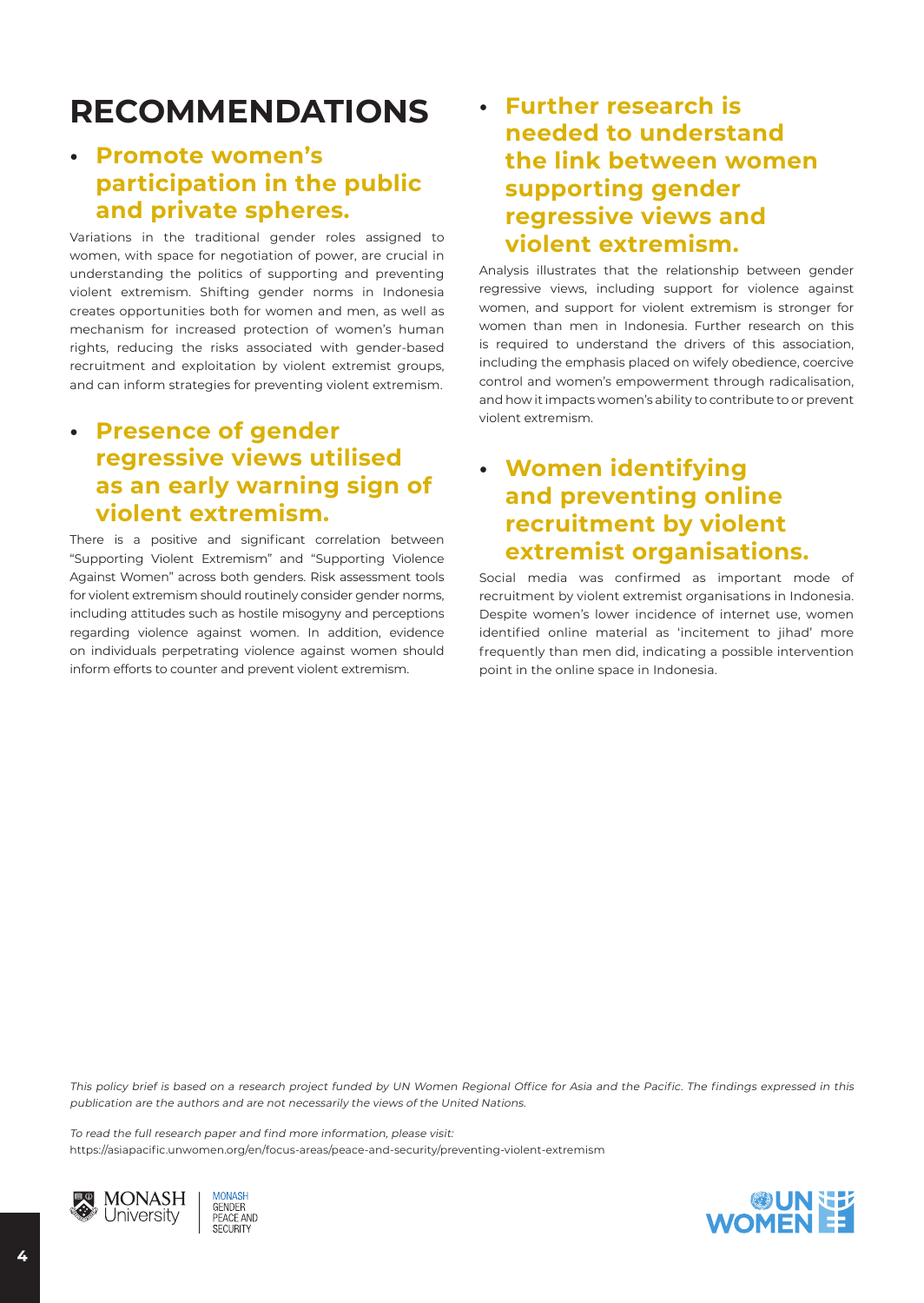# RECOMMENDATIONS

- **Promote women's participation in the public and private spheres.**

Variations in the traditional gender roles assigned to women, with space for negotiation of power, are crucial in understanding the politics of supporting and preventing violent extremism. Shifting gender norms in Indonesia creates opportunities both for women and men, as well as mechanism for increased protection of women's human rights, reducing the risks associated with gender-based recruitment and exploitation by violent extremist groups, and can inform strategies for preventing violent extremism.

- **Presence of gender regressive views utilised as an early warning sign of violent extremism.**

There is a positive and significant correlation between "Supporting Violent Extremism" and "Supporting Violence Against Women" across both genders. Risk assessment tools for violent extremism should routinely consider gender norms, including attitudes such as hostile misogyny and perceptions regarding violence against women. In addition, evidence on individuals perpetrating violence against women should inform efforts to counter and prevent violent extremism.

- **Further research is needed to understand the link between women supporting gender regressive views and violent extremism.**

Analysis illustrates that the relationship between gender regressive views, including support for violence against women, and support for violent extremism is stronger for women than men in Indonesia. Further research on this is required to understand the drivers of this association, including the emphasis placed on wifely obedience, coercive control and women's empowerment through radicalisation, and how it impacts women's ability to contribute to or prevent violent extremism.

- **Women identifying and preventing online recruitment by violent extremist organisations.**

Social media was confirmed as important mode of recruitment by violent extremist organisations in Indonesia. Despite women's lower incidence of internet use, women identified online material as 'incitement to jihad' more frequently than men did, indicating a possible intervention point in the online space in Indonesia.

*This policy brief is based on a research project funded by UN Women Regional Office for Asia and the Pacific. The findings expressed in this publication are the authors and are not necessarily the views of the United Nations.*

*To read the full research paper and find more information, please visit:*
https://asiapacific.unwomen.org/en/focus-areas/peace-and-security/preventing-violent-extremism

MONASH University | MONASH GENDER PEACE AND SECURITY

UN WOMEN